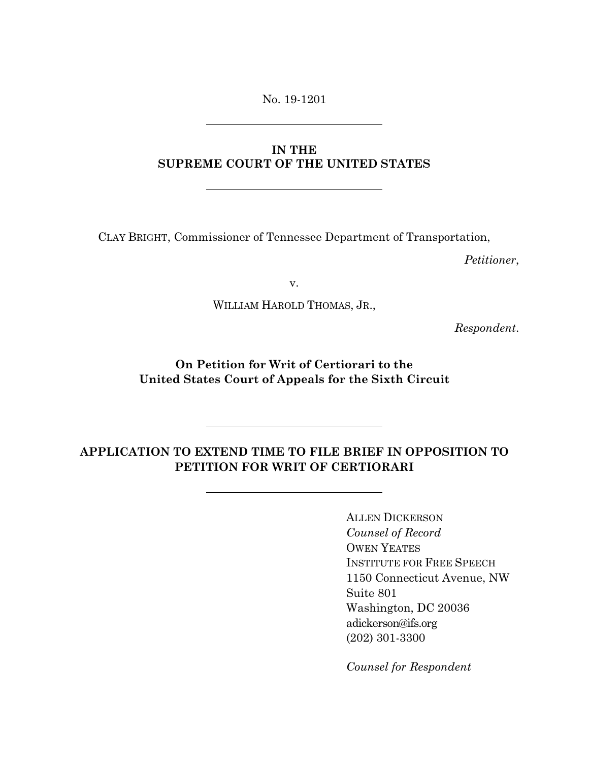No. 19-1201

---

**IN THE**
**SUPREME COURT OF THE UNITED STATES**

---

CLAY BRIGHT, Commissioner of Tennessee Department of Transportation,

*Petitioner*,

v.

WILLIAM HAROLD THOMAS, JR.,

*Respondent*.

**On Petition for Writ of Certiorari to the United States Court of Appeals for the Sixth Circuit**

---

**APPLICATION TO EXTEND TIME TO FILE BRIEF IN OPPOSITION TO PETITION FOR WRIT OF CERTIORARI**

---

ALLEN DICKERSON
*Counsel of Record*
OWEN YEATES
INSTITUTE FOR FREE SPEECH
1150 Connecticut Avenue, NW
Suite 801
Washington, DC 20036
adickerson@ifs.org
(202) 301-3300

*Counsel for Respondent*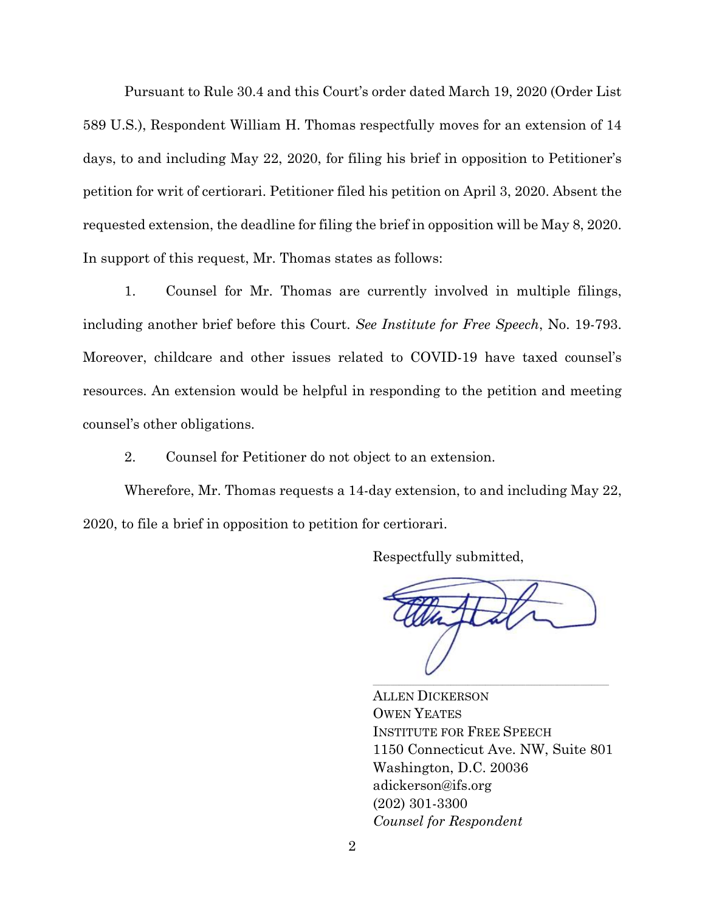Pursuant to Rule 30.4 and this Court's order dated March 19, 2020 (Order List 589 U.S.), Respondent William H. Thomas respectfully moves for an extension of 14 days, to and including May 22, 2020, for filing his brief in opposition to Petitioner's petition for writ of certiorari. Petitioner filed his petition on April 3, 2020. Absent the requested extension, the deadline for filing the brief in opposition will be May 8, 2020. In support of this request, Mr. Thomas states as follows:

1. Counsel for Mr. Thomas are currently involved in multiple filings, including another brief before this Court. *See Institute for Free Speech*, No. 19-793. Moreover, childcare and other issues related to COVID-19 have taxed counsel's resources. An extension would be helpful in responding to the petition and meeting counsel's other obligations.

2. Counsel for Petitioner do not object to an extension.

Wherefore, Mr. Thomas requests a 14-day extension, to and including May 22, 2020, to file a brief in opposition to petition for certiorari.

Respectfully submitted,

ALLEN DICKERSON
OWEN YEATES
INSTITUTE FOR FREE SPEECH
1150 Connecticut Ave. NW, Suite 801
Washington, D.C. 20036
adickerson@ifs.org
(202) 301-3300
*Counsel for Respondent*